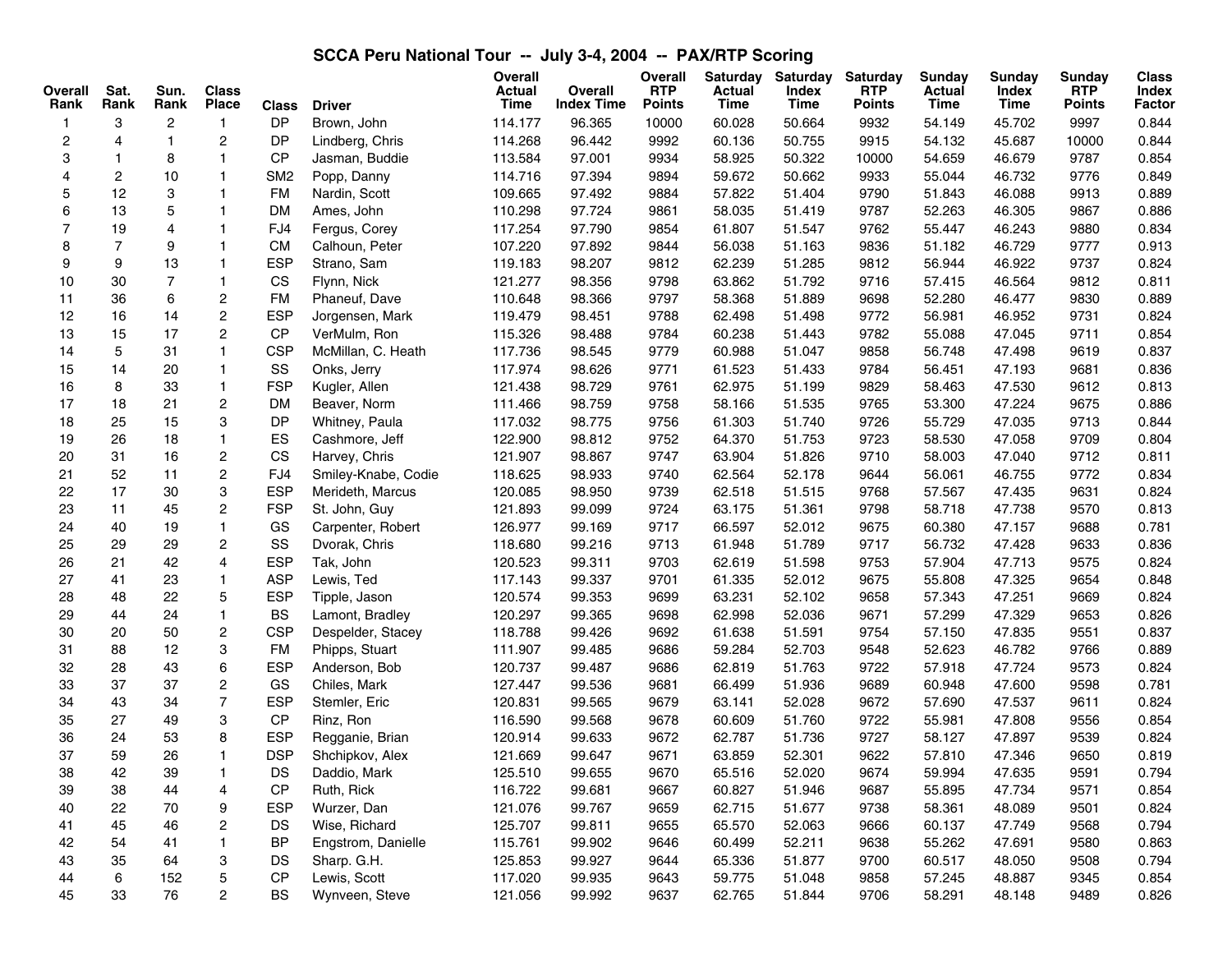# SCCA Peru National Tour -- July 3-4, 2004 -- PAX/RTP Scoring

| Overall Rank | Sat. Rank | Sun. Rank | Class Place | Class | Driver | Overall Actual Time | Overall Index Time | Overall RTP Points | Saturday Actual Time | Saturday Index Time | Saturday RTP Points | Sunday Actual Time | Sunday Index Time | Sunday RTP Points | Class Index Factor |
|---|---|---|---|---|---|---|---|---|---|---|---|---|---|---|---|
| 1 | 3 | 2 | 1 | DP | Brown, John | 114.177 | 96.365 | 10000 | 60.028 | 50.664 | 9932 | 54.149 | 45.702 | 9997 | 0.844 |
| 2 | 4 | 1 | 2 | DP | Lindberg, Chris | 114.268 | 96.442 | 9992 | 60.136 | 50.755 | 9915 | 54.132 | 45.687 | 10000 | 0.844 |
| 3 | 1 | 8 | 1 | CP | Jasman, Buddie | 113.584 | 97.001 | 9934 | 58.925 | 50.322 | 10000 | 54.659 | 46.679 | 9787 | 0.854 |
| 4 | 2 | 10 | 1 | SM2 | Popp, Danny | 114.716 | 97.394 | 9894 | 59.672 | 50.662 | 9933 | 55.044 | 46.732 | 9776 | 0.849 |
| 5 | 12 | 3 | 1 | FM | Nardin, Scott | 109.665 | 97.492 | 9884 | 57.822 | 51.404 | 9790 | 51.843 | 46.088 | 9913 | 0.889 |
| 6 | 13 | 5 | 1 | DM | Ames, John | 110.298 | 97.724 | 9861 | 58.035 | 51.419 | 9787 | 52.263 | 46.305 | 9867 | 0.886 |
| 7 | 19 | 4 | 1 | FJ4 | Fergus, Corey | 117.254 | 97.790 | 9854 | 61.807 | 51.547 | 9762 | 55.447 | 46.243 | 9880 | 0.834 |
| 8 | 7 | 9 | 1 | CM | Calhoun, Peter | 107.220 | 97.892 | 9844 | 56.038 | 51.163 | 9836 | 51.182 | 46.729 | 9777 | 0.913 |
| 9 | 9 | 13 | 1 | ESP | Strano, Sam | 119.183 | 98.207 | 9812 | 62.239 | 51.285 | 9812 | 56.944 | 46.922 | 9737 | 0.824 |
| 10 | 30 | 7 | 1 | CS | Flynn, Nick | 121.277 | 98.356 | 9798 | 63.862 | 51.792 | 9716 | 57.415 | 46.564 | 9812 | 0.811 |
| 11 | 36 | 6 | 2 | FM | Phaneuf, Dave | 110.648 | 98.366 | 9797 | 58.368 | 51.889 | 9698 | 52.280 | 46.477 | 9830 | 0.889 |
| 12 | 16 | 14 | 2 | ESP | Jorgensen, Mark | 119.479 | 98.451 | 9788 | 62.498 | 51.498 | 9772 | 56.981 | 46.952 | 9731 | 0.824 |
| 13 | 15 | 17 | 2 | CP | VerMulm, Ron | 115.326 | 98.488 | 9784 | 60.238 | 51.443 | 9782 | 55.088 | 47.045 | 9711 | 0.854 |
| 14 | 5 | 31 | 1 | CSP | McMillan, C. Heath | 117.736 | 98.545 | 9779 | 60.988 | 51.047 | 9858 | 56.748 | 47.498 | 9619 | 0.837 |
| 15 | 14 | 20 | 1 | SS | Onks, Jerry | 117.974 | 98.626 | 9771 | 61.523 | 51.433 | 9784 | 56.451 | 47.193 | 9681 | 0.836 |
| 16 | 8 | 33 | 1 | FSP | Kugler, Allen | 121.438 | 98.729 | 9761 | 62.975 | 51.199 | 9829 | 58.463 | 47.530 | 9612 | 0.813 |
| 17 | 18 | 21 | 2 | DM | Beaver, Norm | 111.466 | 98.759 | 9758 | 58.166 | 51.535 | 9765 | 53.300 | 47.224 | 9675 | 0.886 |
| 18 | 25 | 15 | 3 | DP | Whitney, Paula | 117.032 | 98.775 | 9756 | 61.303 | 51.740 | 9726 | 55.729 | 47.035 | 9713 | 0.844 |
| 19 | 26 | 18 | 1 | ES | Cashmore, Jeff | 122.900 | 98.812 | 9752 | 64.370 | 51.753 | 9723 | 58.530 | 47.058 | 9709 | 0.804 |
| 20 | 31 | 16 | 2 | CS | Harvey, Chris | 121.907 | 98.867 | 9747 | 63.904 | 51.826 | 9710 | 58.003 | 47.040 | 9712 | 0.811 |
| 21 | 52 | 11 | 2 | FJ4 | Smiley-Knabe, Codie | 118.625 | 98.933 | 9740 | 62.564 | 52.178 | 9644 | 56.061 | 46.755 | 9772 | 0.834 |
| 22 | 17 | 30 | 3 | ESP | Merideth, Marcus | 120.085 | 98.950 | 9739 | 62.518 | 51.515 | 9768 | 57.567 | 47.435 | 9631 | 0.824 |
| 23 | 11 | 45 | 2 | FSP | St. John, Guy | 121.893 | 99.099 | 9724 | 63.175 | 51.361 | 9798 | 58.718 | 47.738 | 9570 | 0.813 |
| 24 | 40 | 19 | 1 | GS | Carpenter, Robert | 126.977 | 99.169 | 9717 | 66.597 | 52.012 | 9675 | 60.380 | 47.157 | 9688 | 0.781 |
| 25 | 29 | 29 | 2 | SS | Dvorak, Chris | 118.680 | 99.216 | 9713 | 61.948 | 51.789 | 9717 | 56.732 | 47.428 | 9633 | 0.836 |
| 26 | 21 | 42 | 4 | ESP | Tak, John | 120.523 | 99.311 | 9703 | 62.619 | 51.598 | 9753 | 57.904 | 47.713 | 9575 | 0.824 |
| 27 | 41 | 23 | 1 | ASP | Lewis, Ted | 117.143 | 99.337 | 9701 | 61.335 | 52.012 | 9675 | 55.808 | 47.325 | 9654 | 0.848 |
| 28 | 48 | 22 | 5 | ESP | Tipple, Jason | 120.574 | 99.353 | 9699 | 63.231 | 52.102 | 9658 | 57.343 | 47.251 | 9669 | 0.824 |
| 29 | 44 | 24 | 1 | BS | Lamont, Bradley | 120.297 | 99.365 | 9698 | 62.998 | 52.036 | 9671 | 57.299 | 47.329 | 9653 | 0.826 |
| 30 | 20 | 50 | 2 | CSP | Despelder, Stacey | 118.788 | 99.426 | 9692 | 61.638 | 51.591 | 9754 | 57.150 | 47.835 | 9551 | 0.837 |
| 31 | 88 | 12 | 3 | FM | Phipps, Stuart | 111.907 | 99.485 | 9686 | 59.284 | 52.703 | 9548 | 52.623 | 46.782 | 9766 | 0.889 |
| 32 | 28 | 43 | 6 | ESP | Anderson, Bob | 120.737 | 99.487 | 9686 | 62.819 | 51.763 | 9722 | 57.918 | 47.724 | 9573 | 0.824 |
| 33 | 37 | 37 | 2 | GS | Chiles, Mark | 127.447 | 99.536 | 9681 | 66.499 | 51.936 | 9689 | 60.948 | 47.600 | 9598 | 0.781 |
| 34 | 43 | 34 | 7 | ESP | Stemler, Eric | 120.831 | 99.565 | 9679 | 63.141 | 52.028 | 9672 | 57.690 | 47.537 | 9611 | 0.824 |
| 35 | 27 | 49 | 3 | CP | Rinz, Ron | 116.590 | 99.568 | 9678 | 60.609 | 51.760 | 9722 | 55.981 | 47.808 | 9556 | 0.854 |
| 36 | 24 | 53 | 8 | ESP | Regganie, Brian | 120.914 | 99.633 | 9672 | 62.787 | 51.736 | 9727 | 58.127 | 47.897 | 9539 | 0.824 |
| 37 | 59 | 26 | 1 | DSP | Shchipkov, Alex | 121.669 | 99.647 | 9671 | 63.859 | 52.301 | 9622 | 57.810 | 47.346 | 9650 | 0.819 |
| 38 | 42 | 39 | 1 | DS | Daddio, Mark | 125.510 | 99.655 | 9670 | 65.516 | 52.020 | 9674 | 59.994 | 47.635 | 9591 | 0.794 |
| 39 | 38 | 44 | 4 | CP | Ruth, Rick | 116.722 | 99.681 | 9667 | 60.827 | 51.946 | 9687 | 55.895 | 47.734 | 9571 | 0.854 |
| 40 | 22 | 70 | 9 | ESP | Wurzer, Dan | 121.076 | 99.767 | 9659 | 62.715 | 51.677 | 9738 | 58.361 | 48.089 | 9501 | 0.824 |
| 41 | 45 | 46 | 2 | DS | Wise, Richard | 125.707 | 99.811 | 9655 | 65.570 | 52.063 | 9666 | 60.137 | 47.749 | 9568 | 0.794 |
| 42 | 54 | 41 | 1 | BP | Engstrom, Danielle | 115.761 | 99.902 | 9646 | 60.499 | 52.211 | 9638 | 55.262 | 47.691 | 9580 | 0.863 |
| 43 | 35 | 64 | 3 | DS | Sharp. G.H. | 125.853 | 99.927 | 9644 | 65.336 | 51.877 | 9700 | 60.517 | 48.050 | 9508 | 0.794 |
| 44 | 6 | 152 | 5 | CP | Lewis, Scott | 117.020 | 99.935 | 9643 | 59.775 | 51.048 | 9858 | 57.245 | 48.887 | 9345 | 0.854 |
| 45 | 33 | 76 | 2 | BS | Wynveen, Steve | 121.056 | 99.992 | 9637 | 62.765 | 51.844 | 9706 | 58.291 | 48.148 | 9489 | 0.826 |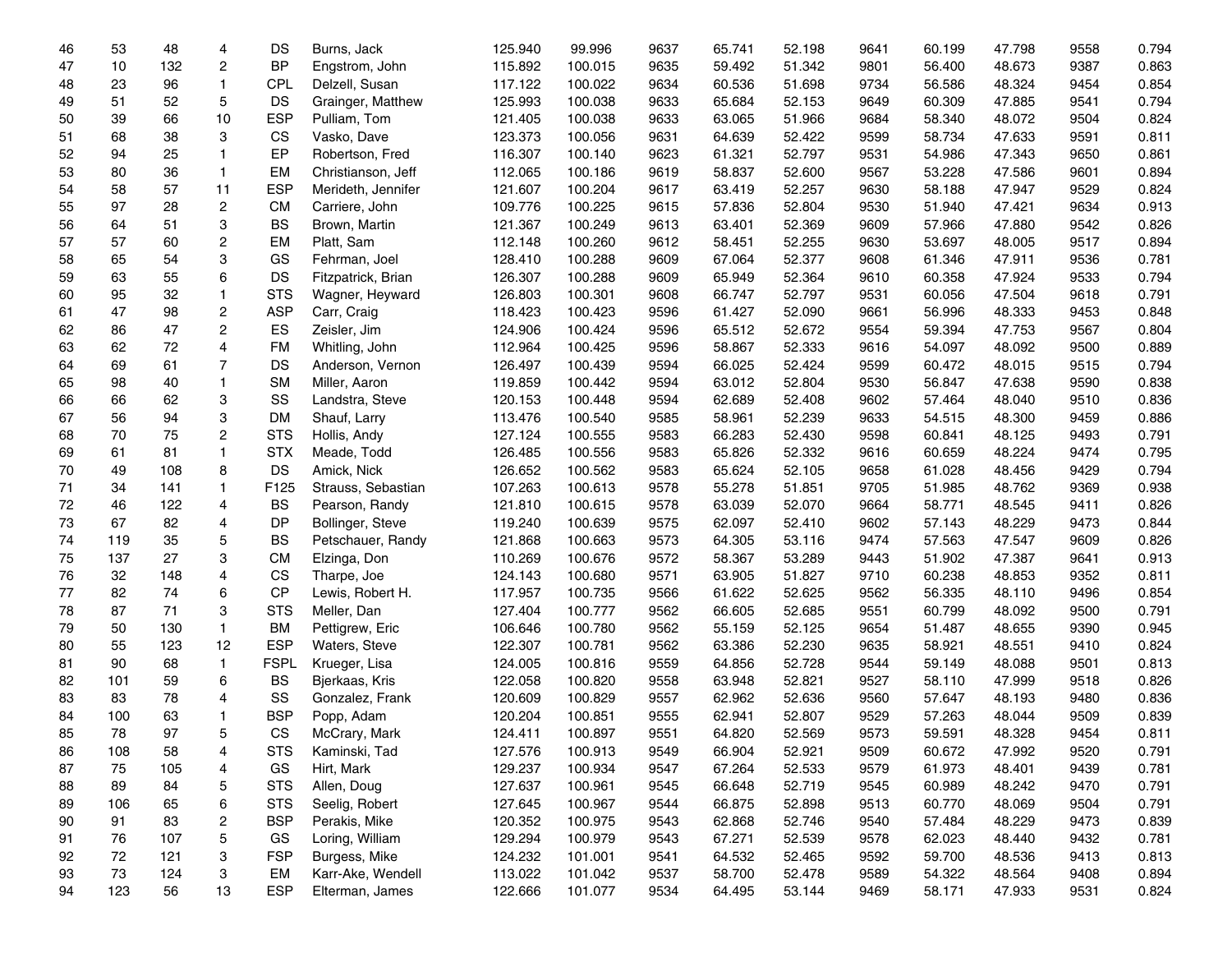| | | | | | | | | | | | | | | | |
|---|---|---|---|---|---|---|---|---|---|---|---|---|---|---|---|
| 46 | 53 | 48 | 4 | DS | Burns, Jack | 125.940 | 99.996 | 9637 | 65.741 | 52.198 | 9641 | 60.199 | 47.798 | 9558 | 0.794 |
| 47 | 10 | 132 | 2 | BP | Engstrom, John | 115.892 | 100.015 | 9635 | 59.492 | 51.342 | 9801 | 56.400 | 48.673 | 9387 | 0.863 |
| 48 | 23 | 96 | 1 | CPL | Delzell, Susan | 117.122 | 100.022 | 9634 | 60.536 | 51.698 | 9734 | 56.586 | 48.324 | 9454 | 0.854 |
| 49 | 51 | 52 | 5 | DS | Grainger, Matthew | 125.993 | 100.038 | 9633 | 65.684 | 52.153 | 9649 | 60.309 | 47.885 | 9541 | 0.794 |
| 50 | 39 | 66 | 10 | ESP | Pulliam, Tom | 121.405 | 100.038 | 9633 | 63.065 | 51.966 | 9684 | 58.340 | 48.072 | 9504 | 0.824 |
| 51 | 68 | 38 | 3 | CS | Vasko, Dave | 123.373 | 100.056 | 9631 | 64.639 | 52.422 | 9599 | 58.734 | 47.633 | 9591 | 0.811 |
| 52 | 94 | 25 | 1 | EP | Robertson, Fred | 116.307 | 100.140 | 9623 | 61.321 | 52.797 | 9531 | 54.986 | 47.343 | 9650 | 0.861 |
| 53 | 80 | 36 | 1 | EM | Christianson, Jeff | 112.065 | 100.186 | 9619 | 58.837 | 52.600 | 9567 | 53.228 | 47.586 | 9601 | 0.894 |
| 54 | 58 | 57 | 11 | ESP | Merideth, Jennifer | 121.607 | 100.204 | 9617 | 63.419 | 52.257 | 9630 | 58.188 | 47.947 | 9529 | 0.824 |
| 55 | 97 | 28 | 2 | CM | Carriere, John | 109.776 | 100.225 | 9615 | 57.836 | 52.804 | 9530 | 51.940 | 47.421 | 9634 | 0.913 |
| 56 | 64 | 51 | 3 | BS | Brown, Martin | 121.367 | 100.249 | 9613 | 63.401 | 52.369 | 9609 | 57.966 | 47.880 | 9542 | 0.826 |
| 57 | 57 | 60 | 2 | EM | Platt, Sam | 112.148 | 100.260 | 9612 | 58.451 | 52.255 | 9630 | 53.697 | 48.005 | 9517 | 0.894 |
| 58 | 65 | 54 | 3 | GS | Fehrman, Joel | 128.410 | 100.288 | 9609 | 67.064 | 52.377 | 9608 | 61.346 | 47.911 | 9536 | 0.781 |
| 59 | 63 | 55 | 6 | DS | Fitzpatrick, Brian | 126.307 | 100.288 | 9609 | 65.949 | 52.364 | 9610 | 60.358 | 47.924 | 9533 | 0.794 |
| 60 | 95 | 32 | 1 | STS | Wagner, Heyward | 126.803 | 100.301 | 9608 | 66.747 | 52.797 | 9531 | 60.056 | 47.504 | 9618 | 0.791 |
| 61 | 47 | 98 | 2 | ASP | Carr, Craig | 118.423 | 100.423 | 9596 | 61.427 | 52.090 | 9661 | 56.996 | 48.333 | 9453 | 0.848 |
| 62 | 86 | 47 | 2 | ES | Zeisler, Jim | 124.906 | 100.424 | 9596 | 65.512 | 52.672 | 9554 | 59.394 | 47.753 | 9567 | 0.804 |
| 63 | 62 | 72 | 4 | FM | Whitling, John | 112.964 | 100.425 | 9596 | 58.867 | 52.333 | 9616 | 54.097 | 48.092 | 9500 | 0.889 |
| 64 | 69 | 61 | 7 | DS | Anderson, Vernon | 126.497 | 100.439 | 9594 | 66.025 | 52.424 | 9599 | 60.472 | 48.015 | 9515 | 0.794 |
| 65 | 98 | 40 | 1 | SM | Miller, Aaron | 119.859 | 100.442 | 9594 | 63.012 | 52.804 | 9530 | 56.847 | 47.638 | 9590 | 0.838 |
| 66 | 66 | 62 | 3 | SS | Landstra, Steve | 120.153 | 100.448 | 9594 | 62.689 | 52.408 | 9602 | 57.464 | 48.040 | 9510 | 0.836 |
| 67 | 56 | 94 | 3 | DM | Shauf, Larry | 113.476 | 100.540 | 9585 | 58.961 | 52.239 | 9633 | 54.515 | 48.300 | 9459 | 0.886 |
| 68 | 70 | 75 | 2 | STS | Hollis, Andy | 127.124 | 100.555 | 9583 | 66.283 | 52.430 | 9598 | 60.841 | 48.125 | 9493 | 0.791 |
| 69 | 61 | 81 | 1 | STX | Meade, Todd | 126.485 | 100.556 | 9583 | 65.826 | 52.332 | 9616 | 60.659 | 48.224 | 9474 | 0.795 |
| 70 | 49 | 108 | 8 | DS | Amick, Nick | 126.652 | 100.562 | 9583 | 65.624 | 52.105 | 9658 | 61.028 | 48.456 | 9429 | 0.794 |
| 71 | 34 | 141 | 1 | F125 | Strauss, Sebastian | 107.263 | 100.613 | 9578 | 55.278 | 51.851 | 9705 | 51.985 | 48.762 | 9369 | 0.938 |
| 72 | 46 | 122 | 4 | BS | Pearson, Randy | 121.810 | 100.615 | 9578 | 63.039 | 52.070 | 9664 | 58.771 | 48.545 | 9411 | 0.826 |
| 73 | 67 | 82 | 4 | DP | Bollinger, Steve | 119.240 | 100.639 | 9575 | 62.097 | 52.410 | 9602 | 57.143 | 48.229 | 9473 | 0.844 |
| 74 | 119 | 35 | 5 | BS | Petschauer, Randy | 121.868 | 100.663 | 9573 | 64.305 | 53.116 | 9474 | 57.563 | 47.547 | 9609 | 0.826 |
| 75 | 137 | 27 | 3 | CM | Elzinga, Don | 110.269 | 100.676 | 9572 | 58.367 | 53.289 | 9443 | 51.902 | 47.387 | 9641 | 0.913 |
| 76 | 32 | 148 | 4 | CS | Tharpe, Joe | 124.143 | 100.680 | 9571 | 63.905 | 51.827 | 9710 | 60.238 | 48.853 | 9352 | 0.811 |
| 77 | 82 | 74 | 6 | CP | Lewis, Robert H. | 117.957 | 100.735 | 9566 | 61.622 | 52.625 | 9562 | 56.335 | 48.110 | 9496 | 0.854 |
| 78 | 87 | 71 | 3 | STS | Meller, Dan | 127.404 | 100.777 | 9562 | 66.605 | 52.685 | 9551 | 60.799 | 48.092 | 9500 | 0.791 |
| 79 | 50 | 130 | 1 | BM | Pettigrew, Eric | 106.646 | 100.780 | 9562 | 55.159 | 52.125 | 9654 | 51.487 | 48.655 | 9390 | 0.945 |
| 80 | 55 | 123 | 12 | ESP | Waters, Steve | 122.307 | 100.781 | 9562 | 63.386 | 52.230 | 9635 | 58.921 | 48.551 | 9410 | 0.824 |
| 81 | 90 | 68 | 1 | FSPL | Krueger, Lisa | 124.005 | 100.816 | 9559 | 64.856 | 52.728 | 9544 | 59.149 | 48.088 | 9501 | 0.813 |
| 82 | 101 | 59 | 6 | BS | Bjerkaas, Kris | 122.058 | 100.820 | 9558 | 63.948 | 52.821 | 9527 | 58.110 | 47.999 | 9518 | 0.826 |
| 83 | 83 | 78 | 4 | SS | Gonzalez, Frank | 120.609 | 100.829 | 9557 | 62.962 | 52.636 | 9560 | 57.647 | 48.193 | 9480 | 0.836 |
| 84 | 100 | 63 | 1 | BSP | Popp, Adam | 120.204 | 100.851 | 9555 | 62.941 | 52.807 | 9529 | 57.263 | 48.044 | 9509 | 0.839 |
| 85 | 78 | 97 | 5 | CS | McCrary, Mark | 124.411 | 100.897 | 9551 | 64.820 | 52.569 | 9573 | 59.591 | 48.328 | 9454 | 0.811 |
| 86 | 108 | 58 | 4 | STS | Kaminski, Tad | 127.576 | 100.913 | 9549 | 66.904 | 52.921 | 9509 | 60.672 | 47.992 | 9520 | 0.791 |
| 87 | 75 | 105 | 4 | GS | Hirt, Mark | 129.237 | 100.934 | 9547 | 67.264 | 52.533 | 9579 | 61.973 | 48.401 | 9439 | 0.781 |
| 88 | 89 | 84 | 5 | STS | Allen, Doug | 127.637 | 100.961 | 9545 | 66.648 | 52.719 | 9545 | 60.989 | 48.242 | 9470 | 0.791 |
| 89 | 106 | 65 | 6 | STS | Seelig, Robert | 127.645 | 100.967 | 9544 | 66.875 | 52.898 | 9513 | 60.770 | 48.069 | 9504 | 0.791 |
| 90 | 91 | 83 | 2 | BSP | Perakis, Mike | 120.352 | 100.975 | 9543 | 62.868 | 52.746 | 9540 | 57.484 | 48.229 | 9473 | 0.839 |
| 91 | 76 | 107 | 5 | GS | Loring, William | 129.294 | 100.979 | 9543 | 67.271 | 52.539 | 9578 | 62.023 | 48.440 | 9432 | 0.781 |
| 92 | 72 | 121 | 3 | FSP | Burgess, Mike | 124.232 | 101.001 | 9541 | 64.532 | 52.465 | 9592 | 59.700 | 48.536 | 9413 | 0.813 |
| 93 | 73 | 124 | 3 | EM | Karr-Ake, Wendell | 113.022 | 101.042 | 9537 | 58.700 | 52.478 | 9589 | 54.322 | 48.564 | 9408 | 0.894 |
| 94 | 123 | 56 | 13 | ESP | Elterman, James | 122.666 | 101.077 | 9534 | 64.495 | 53.144 | 9469 | 58.171 | 47.933 | 9531 | 0.824 |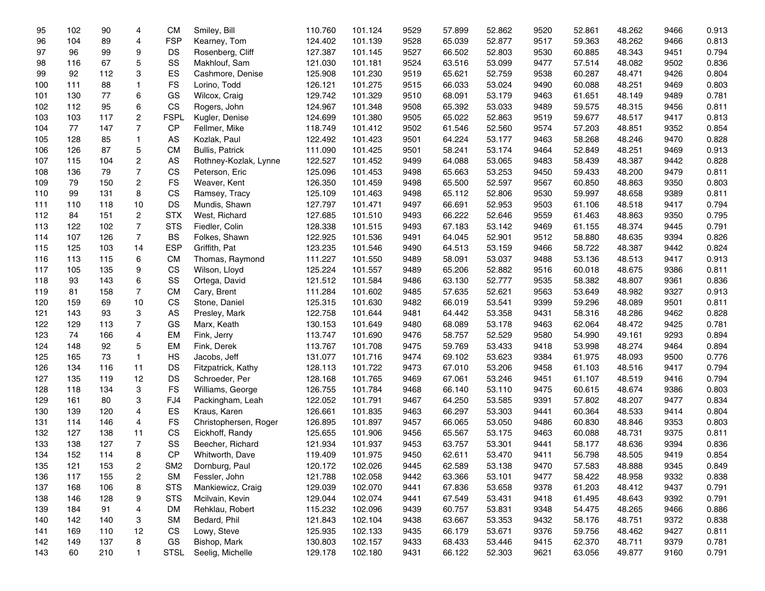| | | | | | | | | | | | | | | | |
|---|---|---|---|---|---|---|---|---|---|---|---|---|---|---|---|
| 95 | 102 | 90 | 4 | CM | Smiley, Bill | 110.760 | 101.124 | 9529 | 57.899 | 52.862 | 9520 | 52.861 | 48.262 | 9466 | 0.913 |
| 96 | 104 | 89 | 4 | FSP | Kearney, Tom | 124.402 | 101.139 | 9528 | 65.039 | 52.877 | 9517 | 59.363 | 48.262 | 9466 | 0.813 |
| 97 | 96 | 99 | 9 | DS | Rosenberg, Cliff | 127.387 | 101.145 | 9527 | 66.502 | 52.803 | 9530 | 60.885 | 48.343 | 9451 | 0.794 |
| 98 | 116 | 67 | 5 | SS | Makhlouf, Sam | 121.030 | 101.181 | 9524 | 63.516 | 53.099 | 9477 | 57.514 | 48.082 | 9502 | 0.836 |
| 99 | 92 | 112 | 3 | ES | Cashmore, Denise | 125.908 | 101.230 | 9519 | 65.621 | 52.759 | 9538 | 60.287 | 48.471 | 9426 | 0.804 |
| 100 | 111 | 88 | 1 | FS | Lorino, Todd | 126.121 | 101.275 | 9515 | 66.033 | 53.024 | 9490 | 60.088 | 48.251 | 9469 | 0.803 |
| 101 | 130 | 77 | 6 | GS | Wilcox, Craig | 129.742 | 101.329 | 9510 | 68.091 | 53.179 | 9463 | 61.651 | 48.149 | 9489 | 0.781 |
| 102 | 112 | 95 | 6 | CS | Rogers, John | 124.967 | 101.348 | 9508 | 65.392 | 53.033 | 9489 | 59.575 | 48.315 | 9456 | 0.811 |
| 103 | 103 | 117 | 2 | FSPL | Kugler, Denise | 124.699 | 101.380 | 9505 | 65.022 | 52.863 | 9519 | 59.677 | 48.517 | 9417 | 0.813 |
| 104 | 77 | 147 | 7 | CP | Fellmer, Mike | 118.749 | 101.412 | 9502 | 61.546 | 52.560 | 9574 | 57.203 | 48.851 | 9352 | 0.854 |
| 105 | 128 | 85 | 1 | AS | Kozlak, Paul | 122.492 | 101.423 | 9501 | 64.224 | 53.177 | 9463 | 58.268 | 48.246 | 9470 | 0.828 |
| 106 | 126 | 87 | 5 | CM | Bullis, Patrick | 111.090 | 101.425 | 9501 | 58.241 | 53.174 | 9464 | 52.849 | 48.251 | 9469 | 0.913 |
| 107 | 115 | 104 | 2 | AS | Rothney-Kozlak, Lynne | 122.527 | 101.452 | 9499 | 64.088 | 53.065 | 9483 | 58.439 | 48.387 | 9442 | 0.828 |
| 108 | 136 | 79 | 7 | CS | Peterson, Eric | 125.096 | 101.453 | 9498 | 65.663 | 53.253 | 9450 | 59.433 | 48.200 | 9479 | 0.811 |
| 109 | 79 | 150 | 2 | FS | Weaver, Kent | 126.350 | 101.459 | 9498 | 65.500 | 52.597 | 9567 | 60.850 | 48.863 | 9350 | 0.803 |
| 110 | 99 | 131 | 8 | CS | Ramsey, Tracy | 125.109 | 101.463 | 9498 | 65.112 | 52.806 | 9530 | 59.997 | 48.658 | 9389 | 0.811 |
| 111 | 110 | 118 | 10 | DS | Mundis, Shawn | 127.797 | 101.471 | 9497 | 66.691 | 52.953 | 9503 | 61.106 | 48.518 | 9417 | 0.794 |
| 112 | 84 | 151 | 2 | STX | West, Richard | 127.685 | 101.510 | 9493 | 66.222 | 52.646 | 9559 | 61.463 | 48.863 | 9350 | 0.795 |
| 113 | 122 | 102 | 7 | STS | Fiedler, Colin | 128.338 | 101.515 | 9493 | 67.183 | 53.142 | 9469 | 61.155 | 48.374 | 9445 | 0.791 |
| 114 | 107 | 126 | 7 | BS | Folkes, Shawn | 122.925 | 101.536 | 9491 | 64.045 | 52.901 | 9512 | 58.880 | 48.635 | 9394 | 0.826 |
| 115 | 125 | 103 | 14 | ESP | Griffith, Pat | 123.235 | 101.546 | 9490 | 64.513 | 53.159 | 9466 | 58.722 | 48.387 | 9442 | 0.824 |
| 116 | 113 | 115 | 6 | CM | Thomas, Raymond | 111.227 | 101.550 | 9489 | 58.091 | 53.037 | 9488 | 53.136 | 48.513 | 9417 | 0.913 |
| 117 | 105 | 135 | 9 | CS | Wilson, Lloyd | 125.224 | 101.557 | 9489 | 65.206 | 52.882 | 9516 | 60.018 | 48.675 | 9386 | 0.811 |
| 118 | 93 | 143 | 6 | SS | Ortega, David | 121.512 | 101.584 | 9486 | 63.130 | 52.777 | 9535 | 58.382 | 48.807 | 9361 | 0.836 |
| 119 | 81 | 158 | 7 | CM | Cary, Brent | 111.284 | 101.602 | 9485 | 57.635 | 52.621 | 9563 | 53.649 | 48.982 | 9327 | 0.913 |
| 120 | 159 | 69 | 10 | CS | Stone, Daniel | 125.315 | 101.630 | 9482 | 66.019 | 53.541 | 9399 | 59.296 | 48.089 | 9501 | 0.811 |
| 121 | 143 | 93 | 3 | AS | Presley, Mark | 122.758 | 101.644 | 9481 | 64.442 | 53.358 | 9431 | 58.316 | 48.286 | 9462 | 0.828 |
| 122 | 129 | 113 | 7 | GS | Marx, Keath | 130.153 | 101.649 | 9480 | 68.089 | 53.178 | 9463 | 62.064 | 48.472 | 9425 | 0.781 |
| 123 | 74 | 166 | 4 | EM | Fink, Jerry | 113.747 | 101.690 | 9476 | 58.757 | 52.529 | 9580 | 54.990 | 49.161 | 9293 | 0.894 |
| 124 | 148 | 92 | 5 | EM | Fink, Derek | 113.767 | 101.708 | 9475 | 59.769 | 53.433 | 9418 | 53.998 | 48.274 | 9464 | 0.894 |
| 125 | 165 | 73 | 1 | HS | Jacobs, Jeff | 131.077 | 101.716 | 9474 | 69.102 | 53.623 | 9384 | 61.975 | 48.093 | 9500 | 0.776 |
| 126 | 134 | 116 | 11 | DS | Fitzpatrick, Kathy | 128.113 | 101.722 | 9473 | 67.010 | 53.206 | 9458 | 61.103 | 48.516 | 9417 | 0.794 |
| 127 | 135 | 119 | 12 | DS | Schroeder, Per | 128.168 | 101.765 | 9469 | 67.061 | 53.246 | 9451 | 61.107 | 48.519 | 9416 | 0.794 |
| 128 | 118 | 134 | 3 | FS | Williams, George | 126.755 | 101.784 | 9468 | 66.140 | 53.110 | 9475 | 60.615 | 48.674 | 9386 | 0.803 |
| 129 | 161 | 80 | 3 | FJ4 | Packingham, Leah | 122.052 | 101.791 | 9467 | 64.250 | 53.585 | 9391 | 57.802 | 48.207 | 9477 | 0.834 |
| 130 | 139 | 120 | 4 | ES | Kraus, Karen | 126.661 | 101.835 | 9463 | 66.297 | 53.303 | 9441 | 60.364 | 48.533 | 9414 | 0.804 |
| 131 | 114 | 146 | 4 | FS | Christophersen, Roger | 126.895 | 101.897 | 9457 | 66.065 | 53.050 | 9486 | 60.830 | 48.846 | 9353 | 0.803 |
| 132 | 127 | 138 | 11 | CS | Eickhoff, Randy | 125.655 | 101.906 | 9456 | 65.567 | 53.175 | 9463 | 60.088 | 48.731 | 9375 | 0.811 |
| 133 | 138 | 127 | 7 | SS | Beecher, Richard | 121.934 | 101.937 | 9453 | 63.757 | 53.301 | 9441 | 58.177 | 48.636 | 9394 | 0.836 |
| 134 | 152 | 114 | 8 | CP | Whitworth, Dave | 119.409 | 101.975 | 9450 | 62.611 | 53.470 | 9411 | 56.798 | 48.505 | 9419 | 0.854 |
| 135 | 121 | 153 | 2 | SM2 | Dornburg, Paul | 120.172 | 102.026 | 9445 | 62.589 | 53.138 | 9470 | 57.583 | 48.888 | 9345 | 0.849 |
| 136 | 117 | 155 | 2 | SM | Fessler, John | 121.788 | 102.058 | 9442 | 63.366 | 53.101 | 9477 | 58.422 | 48.958 | 9332 | 0.838 |
| 137 | 168 | 106 | 8 | STS | Mankiewicz, Craig | 129.039 | 102.070 | 9441 | 67.836 | 53.658 | 9378 | 61.203 | 48.412 | 9437 | 0.791 |
| 138 | 146 | 128 | 9 | STS | Mcilvain, Kevin | 129.044 | 102.074 | 9441 | 67.549 | 53.431 | 9418 | 61.495 | 48.643 | 9392 | 0.791 |
| 139 | 184 | 91 | 4 | DM | Rehklau, Robert | 115.232 | 102.096 | 9439 | 60.757 | 53.831 | 9348 | 54.475 | 48.265 | 9466 | 0.886 |
| 140 | 142 | 140 | 3 | SM | Bedard, Phil | 121.843 | 102.104 | 9438 | 63.667 | 53.353 | 9432 | 58.176 | 48.751 | 9372 | 0.838 |
| 141 | 169 | 110 | 12 | CS | Lowy, Steve | 125.935 | 102.133 | 9435 | 66.179 | 53.671 | 9376 | 59.756 | 48.462 | 9427 | 0.811 |
| 142 | 149 | 137 | 8 | GS | Bishop, Mark | 130.803 | 102.157 | 9433 | 68.433 | 53.446 | 9415 | 62.370 | 48.711 | 9379 | 0.781 |
| 143 | 60 | 210 | 1 | STSL | Seelig, Michelle | 129.178 | 102.180 | 9431 | 66.122 | 52.303 | 9621 | 63.056 | 49.877 | 9160 | 0.791 |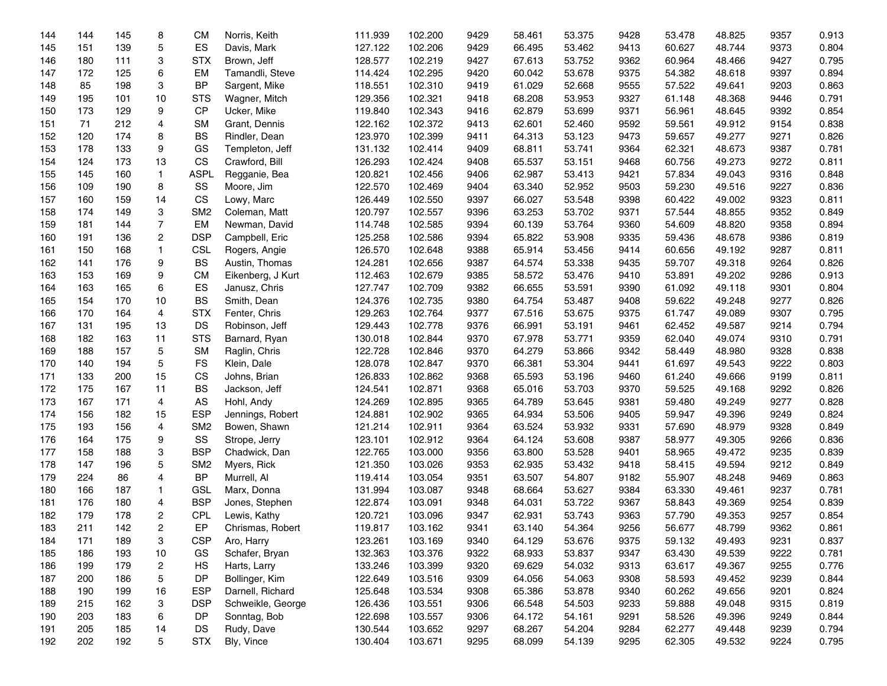| | | | | | | | | | | | | | | | | |
|---|---|---|---|---|---|---|---|---|---|---|---|---|---|---|---|---|
| 144 | 144 | 145 | 8 | CM | Norris, Keith | 111.939 | 102.200 | 9429 | 58.461 | 53.375 | 9428 | 53.478 | 48.825 | 9357 | 0.913 |
| 145 | 151 | 139 | 5 | ES | Davis, Mark | 127.122 | 102.206 | 9429 | 66.495 | 53.462 | 9413 | 60.627 | 48.744 | 9373 | 0.804 |
| 146 | 180 | 111 | 3 | STX | Brown, Jeff | 128.577 | 102.219 | 9427 | 67.613 | 53.752 | 9362 | 60.964 | 48.466 | 9427 | 0.795 |
| 147 | 172 | 125 | 6 | EM | Tamandli, Steve | 114.424 | 102.295 | 9420 | 60.042 | 53.678 | 9375 | 54.382 | 48.618 | 9397 | 0.894 |
| 148 | 85 | 198 | 3 | BP | Sargent, Mike | 118.551 | 102.310 | 9419 | 61.029 | 52.668 | 9555 | 57.522 | 49.641 | 9203 | 0.863 |
| 149 | 195 | 101 | 10 | STS | Wagner, Mitch | 129.356 | 102.321 | 9418 | 68.208 | 53.953 | 9327 | 61.148 | 48.368 | 9446 | 0.791 |
| 150 | 173 | 129 | 9 | CP | Ucker, Mike | 119.840 | 102.343 | 9416 | 62.879 | 53.699 | 9371 | 56.961 | 48.645 | 9392 | 0.854 |
| 151 | 71 | 212 | 4 | SM | Grant, Dennis | 122.162 | 102.372 | 9413 | 62.601 | 52.460 | 9592 | 59.561 | 49.912 | 9154 | 0.838 |
| 152 | 120 | 174 | 8 | BS | Rindler, Dean | 123.970 | 102.399 | 9411 | 64.313 | 53.123 | 9473 | 59.657 | 49.277 | 9271 | 0.826 |
| 153 | 178 | 133 | 9 | GS | Templeton, Jeff | 131.132 | 102.414 | 9409 | 68.811 | 53.741 | 9364 | 62.321 | 48.673 | 9387 | 0.781 |
| 154 | 124 | 173 | 13 | CS | Crawford, Bill | 126.293 | 102.424 | 9408 | 65.537 | 53.151 | 9468 | 60.756 | 49.273 | 9272 | 0.811 |
| 155 | 145 | 160 | 1 | ASPL | Regganie, Bea | 120.821 | 102.456 | 9406 | 62.987 | 53.413 | 9421 | 57.834 | 49.043 | 9316 | 0.848 |
| 156 | 109 | 190 | 8 | SS | Moore, Jim | 122.570 | 102.469 | 9404 | 63.340 | 52.952 | 9503 | 59.230 | 49.516 | 9227 | 0.836 |
| 157 | 160 | 159 | 14 | CS | Lowy, Marc | 126.449 | 102.550 | 9397 | 66.027 | 53.548 | 9398 | 60.422 | 49.002 | 9323 | 0.811 |
| 158 | 174 | 149 | 3 | SM2 | Coleman, Matt | 120.797 | 102.557 | 9396 | 63.253 | 53.702 | 9371 | 57.544 | 48.855 | 9352 | 0.849 |
| 159 | 181 | 144 | 7 | EM | Newman, David | 114.748 | 102.585 | 9394 | 60.139 | 53.764 | 9360 | 54.609 | 48.820 | 9358 | 0.894 |
| 160 | 191 | 136 | 2 | DSP | Campbell, Eric | 125.258 | 102.586 | 9394 | 65.822 | 53.908 | 9335 | 59.436 | 48.678 | 9386 | 0.819 |
| 161 | 150 | 168 | 1 | CSL | Rogers, Angie | 126.570 | 102.648 | 9388 | 65.914 | 53.456 | 9414 | 60.656 | 49.192 | 9287 | 0.811 |
| 162 | 141 | 176 | 9 | BS | Austin, Thomas | 124.281 | 102.656 | 9387 | 64.574 | 53.338 | 9435 | 59.707 | 49.318 | 9264 | 0.826 |
| 163 | 153 | 169 | 9 | CM | Eikenberg, J Kurt | 112.463 | 102.679 | 9385 | 58.572 | 53.476 | 9410 | 53.891 | 49.202 | 9286 | 0.913 |
| 164 | 163 | 165 | 6 | ES | Janusz, Chris | 127.747 | 102.709 | 9382 | 66.655 | 53.591 | 9390 | 61.092 | 49.118 | 9301 | 0.804 |
| 165 | 154 | 170 | 10 | BS | Smith, Dean | 124.376 | 102.735 | 9380 | 64.754 | 53.487 | 9408 | 59.622 | 49.248 | 9277 | 0.826 |
| 166 | 170 | 164 | 4 | STX | Fenter, Chris | 129.263 | 102.764 | 9377 | 67.516 | 53.675 | 9375 | 61.747 | 49.089 | 9307 | 0.795 |
| 167 | 131 | 195 | 13 | DS | Robinson, Jeff | 129.443 | 102.778 | 9376 | 66.991 | 53.191 | 9461 | 62.452 | 49.587 | 9214 | 0.794 |
| 168 | 182 | 163 | 11 | STS | Barnard, Ryan | 130.018 | 102.844 | 9370 | 67.978 | 53.771 | 9359 | 62.040 | 49.074 | 9310 | 0.791 |
| 169 | 188 | 157 | 5 | SM | Raglin, Chris | 122.728 | 102.846 | 9370 | 64.279 | 53.866 | 9342 | 58.449 | 48.980 | 9328 | 0.838 |
| 170 | 140 | 194 | 5 | FS | Klein, Dale | 128.078 | 102.847 | 9370 | 66.381 | 53.304 | 9441 | 61.697 | 49.543 | 9222 | 0.803 |
| 171 | 133 | 200 | 15 | CS | Johns, Brian | 126.833 | 102.862 | 9368 | 65.593 | 53.196 | 9460 | 61.240 | 49.666 | 9199 | 0.811 |
| 172 | 175 | 167 | 11 | BS | Jackson, Jeff | 124.541 | 102.871 | 9368 | 65.016 | 53.703 | 9370 | 59.525 | 49.168 | 9292 | 0.826 |
| 173 | 167 | 171 | 4 | AS | Hohl, Andy | 124.269 | 102.895 | 9365 | 64.789 | 53.645 | 9381 | 59.480 | 49.249 | 9277 | 0.828 |
| 174 | 156 | 182 | 15 | ESP | Jennings, Robert | 124.881 | 102.902 | 9365 | 64.934 | 53.506 | 9405 | 59.947 | 49.396 | 9249 | 0.824 |
| 175 | 193 | 156 | 4 | SM2 | Bowen, Shawn | 121.214 | 102.911 | 9364 | 63.524 | 53.932 | 9331 | 57.690 | 48.979 | 9328 | 0.849 |
| 176 | 164 | 175 | 9 | SS | Strope, Jerry | 123.101 | 102.912 | 9364 | 64.124 | 53.608 | 9387 | 58.977 | 49.305 | 9266 | 0.836 |
| 177 | 158 | 188 | 3 | BSP | Chadwick, Dan | 122.765 | 103.000 | 9356 | 63.800 | 53.528 | 9401 | 58.965 | 49.472 | 9235 | 0.839 |
| 178 | 147 | 196 | 5 | SM2 | Myers, Rick | 121.350 | 103.026 | 9353 | 62.935 | 53.432 | 9418 | 58.415 | 49.594 | 9212 | 0.849 |
| 179 | 224 | 86 | 4 | BP | Murrell, Al | 119.414 | 103.054 | 9351 | 63.507 | 54.807 | 9182 | 55.907 | 48.248 | 9469 | 0.863 |
| 180 | 166 | 187 | 1 | GSL | Marx, Donna | 131.994 | 103.087 | 9348 | 68.664 | 53.627 | 9384 | 63.330 | 49.461 | 9237 | 0.781 |
| 181 | 176 | 180 | 4 | BSP | Jones, Stephen | 122.874 | 103.091 | 9348 | 64.031 | 53.722 | 9367 | 58.843 | 49.369 | 9254 | 0.839 |
| 182 | 179 | 178 | 2 | CPL | Lewis, Kathy | 120.721 | 103.096 | 9347 | 62.931 | 53.743 | 9363 | 57.790 | 49.353 | 9257 | 0.854 |
| 183 | 211 | 142 | 2 | EP | Chrismas, Robert | 119.817 | 103.162 | 9341 | 63.140 | 54.364 | 9256 | 56.677 | 48.799 | 9362 | 0.861 |
| 184 | 171 | 189 | 3 | CSP | Aro, Harry | 123.261 | 103.169 | 9340 | 64.129 | 53.676 | 9375 | 59.132 | 49.493 | 9231 | 0.837 |
| 185 | 186 | 193 | 10 | GS | Schafer, Bryan | 132.363 | 103.376 | 9322 | 68.933 | 53.837 | 9347 | 63.430 | 49.539 | 9222 | 0.781 |
| 186 | 199 | 179 | 2 | HS | Harts, Larry | 133.246 | 103.399 | 9320 | 69.629 | 54.032 | 9313 | 63.617 | 49.367 | 9255 | 0.776 |
| 187 | 200 | 186 | 5 | DP | Bollinger, Kim | 122.649 | 103.516 | 9309 | 64.056 | 54.063 | 9308 | 58.593 | 49.452 | 9239 | 0.844 |
| 188 | 190 | 199 | 16 | ESP | Darnell, Richard | 125.648 | 103.534 | 9308 | 65.386 | 53.878 | 9340 | 60.262 | 49.656 | 9201 | 0.824 |
| 189 | 215 | 162 | 3 | DSP | Schweikle, George | 126.436 | 103.551 | 9306 | 66.548 | 54.503 | 9233 | 59.888 | 49.048 | 9315 | 0.819 |
| 190 | 203 | 183 | 6 | DP | Sonntag, Bob | 122.698 | 103.557 | 9306 | 64.172 | 54.161 | 9291 | 58.526 | 49.396 | 9249 | 0.844 |
| 191 | 205 | 185 | 14 | DS | Rudy, Dave | 130.544 | 103.652 | 9297 | 68.267 | 54.204 | 9284 | 62.277 | 49.448 | 9239 | 0.794 |
| 192 | 202 | 192 | 5 | STX | Bly, Vince | 130.404 | 103.671 | 9295 | 68.099 | 54.139 | 9295 | 62.305 | 49.532 | 9224 | 0.795 |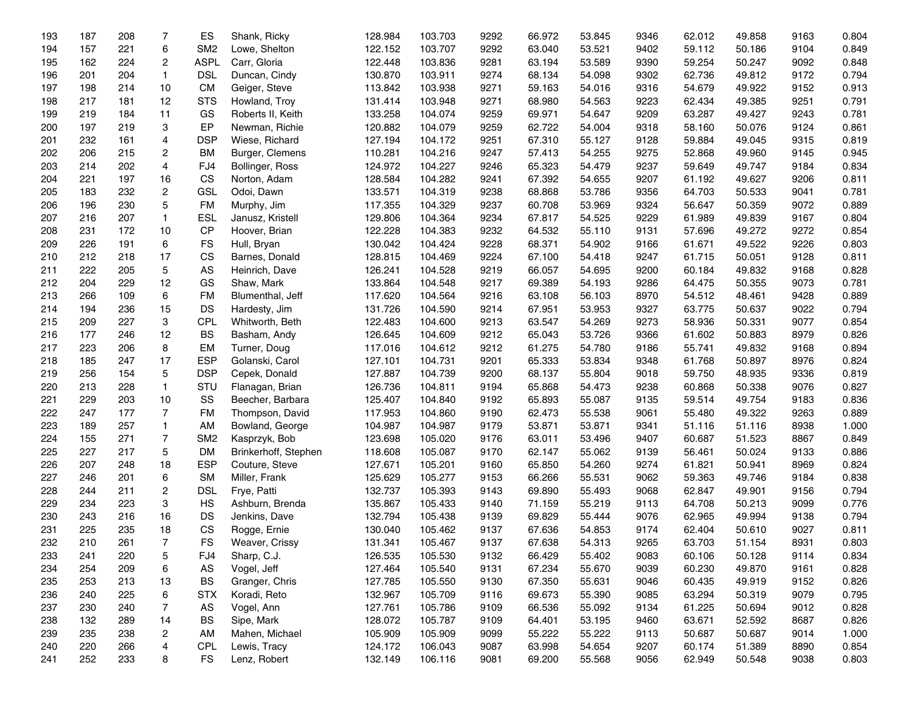| | | | | | | | | | | | | | | | |
|---|---|---|---|---|---|---|---|---|---|---|---|---|---|---|---|
| 193 | 187 | 208 | 7 | ES | Shank, Ricky | 128.984 | 103.703 | 9292 | 66.972 | 53.845 | 9346 | 62.012 | 49.858 | 9163 | 0.804 |
| 194 | 157 | 221 | 6 | SM2 | Lowe, Shelton | 122.152 | 103.707 | 9292 | 63.040 | 53.521 | 9402 | 59.112 | 50.186 | 9104 | 0.849 |
| 195 | 162 | 224 | 2 | ASPL | Carr, Gloria | 122.448 | 103.836 | 9281 | 63.194 | 53.589 | 9390 | 59.254 | 50.247 | 9092 | 0.848 |
| 196 | 201 | 204 | 1 | DSL | Duncan, Cindy | 130.870 | 103.911 | 9274 | 68.134 | 54.098 | 9302 | 62.736 | 49.812 | 9172 | 0.794 |
| 197 | 198 | 214 | 10 | CM | Geiger, Steve | 113.842 | 103.938 | 9271 | 59.163 | 54.016 | 9316 | 54.679 | 49.922 | 9152 | 0.913 |
| 198 | 217 | 181 | 12 | STS | Howland, Troy | 131.414 | 103.948 | 9271 | 68.980 | 54.563 | 9223 | 62.434 | 49.385 | 9251 | 0.791 |
| 199 | 219 | 184 | 11 | GS | Roberts II, Keith | 133.258 | 104.074 | 9259 | 69.971 | 54.647 | 9209 | 63.287 | 49.427 | 9243 | 0.781 |
| 200 | 197 | 219 | 3 | EP | Newman, Richie | 120.882 | 104.079 | 9259 | 62.722 | 54.004 | 9318 | 58.160 | 50.076 | 9124 | 0.861 |
| 201 | 232 | 161 | 4 | DSP | Wiese, Richard | 127.194 | 104.172 | 9251 | 67.310 | 55.127 | 9128 | 59.884 | 49.045 | 9315 | 0.819 |
| 202 | 206 | 215 | 2 | BM | Burger, Clemens | 110.281 | 104.216 | 9247 | 57.413 | 54.255 | 9275 | 52.868 | 49.960 | 9145 | 0.945 |
| 203 | 214 | 202 | 4 | FJ4 | Bollinger, Ross | 124.972 | 104.227 | 9246 | 65.323 | 54.479 | 9237 | 59.649 | 49.747 | 9184 | 0.834 |
| 204 | 221 | 197 | 16 | CS | Norton, Adam | 128.584 | 104.282 | 9241 | 67.392 | 54.655 | 9207 | 61.192 | 49.627 | 9206 | 0.811 |
| 205 | 183 | 232 | 2 | GSL | Odoi, Dawn | 133.571 | 104.319 | 9238 | 68.868 | 53.786 | 9356 | 64.703 | 50.533 | 9041 | 0.781 |
| 206 | 196 | 230 | 5 | FM | Murphy, Jim | 117.355 | 104.329 | 9237 | 60.708 | 53.969 | 9324 | 56.647 | 50.359 | 9072 | 0.889 |
| 207 | 216 | 207 | 1 | ESL | Janusz, Kristell | 129.806 | 104.364 | 9234 | 67.817 | 54.525 | 9229 | 61.989 | 49.839 | 9167 | 0.804 |
| 208 | 231 | 172 | 10 | CP | Hoover, Brian | 122.228 | 104.383 | 9232 | 64.532 | 55.110 | 9131 | 57.696 | 49.272 | 9272 | 0.854 |
| 209 | 226 | 191 | 6 | FS | Hull, Bryan | 130.042 | 104.424 | 9228 | 68.371 | 54.902 | 9166 | 61.671 | 49.522 | 9226 | 0.803 |
| 210 | 212 | 218 | 17 | CS | Barnes, Donald | 128.815 | 104.469 | 9224 | 67.100 | 54.418 | 9247 | 61.715 | 50.051 | 9128 | 0.811 |
| 211 | 222 | 205 | 5 | AS | Heinrich, Dave | 126.241 | 104.528 | 9219 | 66.057 | 54.695 | 9200 | 60.184 | 49.832 | 9168 | 0.828 |
| 212 | 204 | 229 | 12 | GS | Shaw, Mark | 133.864 | 104.548 | 9217 | 69.389 | 54.193 | 9286 | 64.475 | 50.355 | 9073 | 0.781 |
| 213 | 266 | 109 | 6 | FM | Blumenthal, Jeff | 117.620 | 104.564 | 9216 | 63.108 | 56.103 | 8970 | 54.512 | 48.461 | 9428 | 0.889 |
| 214 | 194 | 236 | 15 | DS | Hardesty, Jim | 131.726 | 104.590 | 9214 | 67.951 | 53.953 | 9327 | 63.775 | 50.637 | 9022 | 0.794 |
| 215 | 209 | 227 | 3 | CPL | Whitworth, Beth | 122.483 | 104.600 | 9213 | 63.547 | 54.269 | 9273 | 58.936 | 50.331 | 9077 | 0.854 |
| 216 | 177 | 246 | 12 | BS | Basham, Andy | 126.645 | 104.609 | 9212 | 65.043 | 53.726 | 9366 | 61.602 | 50.883 | 8979 | 0.826 |
| 217 | 223 | 206 | 8 | EM | Turner, Doug | 117.016 | 104.612 | 9212 | 61.275 | 54.780 | 9186 | 55.741 | 49.832 | 9168 | 0.894 |
| 218 | 185 | 247 | 17 | ESP | Golanski, Carol | 127.101 | 104.731 | 9201 | 65.333 | 53.834 | 9348 | 61.768 | 50.897 | 8976 | 0.824 |
| 219 | 256 | 154 | 5 | DSP | Cepek, Donald | 127.887 | 104.739 | 9200 | 68.137 | 55.804 | 9018 | 59.750 | 48.935 | 9336 | 0.819 |
| 220 | 213 | 228 | 1 | STU | Flanagan, Brian | 126.736 | 104.811 | 9194 | 65.868 | 54.473 | 9238 | 60.868 | 50.338 | 9076 | 0.827 |
| 221 | 229 | 203 | 10 | SS | Beecher, Barbara | 125.407 | 104.840 | 9192 | 65.893 | 55.087 | 9135 | 59.514 | 49.754 | 9183 | 0.836 |
| 222 | 247 | 177 | 7 | FM | Thompson, David | 117.953 | 104.860 | 9190 | 62.473 | 55.538 | 9061 | 55.480 | 49.322 | 9263 | 0.889 |
| 223 | 189 | 257 | 1 | AM | Bowland, George | 104.987 | 104.987 | 9179 | 53.871 | 53.871 | 9341 | 51.116 | 51.116 | 8938 | 1.000 |
| 224 | 155 | 271 | 7 | SM2 | Kasprzyk, Bob | 123.698 | 105.020 | 9176 | 63.011 | 53.496 | 9407 | 60.687 | 51.523 | 8867 | 0.849 |
| 225 | 227 | 217 | 5 | DM | Brinkerhoff, Stephen | 118.608 | 105.087 | 9170 | 62.147 | 55.062 | 9139 | 56.461 | 50.024 | 9133 | 0.886 |
| 226 | 207 | 248 | 18 | ESP | Couture, Steve | 127.671 | 105.201 | 9160 | 65.850 | 54.260 | 9274 | 61.821 | 50.941 | 8969 | 0.824 |
| 227 | 246 | 201 | 6 | SM | Miller, Frank | 125.629 | 105.277 | 9153 | 66.266 | 55.531 | 9062 | 59.363 | 49.746 | 9184 | 0.838 |
| 228 | 244 | 211 | 2 | DSL | Frye, Patti | 132.737 | 105.393 | 9143 | 69.890 | 55.493 | 9068 | 62.847 | 49.901 | 9156 | 0.794 |
| 229 | 234 | 223 | 3 | HS | Ashburn, Brenda | 135.867 | 105.433 | 9140 | 71.159 | 55.219 | 9113 | 64.708 | 50.213 | 9099 | 0.776 |
| 230 | 243 | 216 | 16 | DS | Jenkins, Dave | 132.794 | 105.438 | 9139 | 69.829 | 55.444 | 9076 | 62.965 | 49.994 | 9138 | 0.794 |
| 231 | 225 | 235 | 18 | CS | Rogge, Ernie | 130.040 | 105.462 | 9137 | 67.636 | 54.853 | 9174 | 62.404 | 50.610 | 9027 | 0.811 |
| 232 | 210 | 261 | 7 | FS | Weaver, Crissy | 131.341 | 105.467 | 9137 | 67.638 | 54.313 | 9265 | 63.703 | 51.154 | 8931 | 0.803 |
| 233 | 241 | 220 | 5 | FJ4 | Sharp, C.J. | 126.535 | 105.530 | 9132 | 66.429 | 55.402 | 9083 | 60.106 | 50.128 | 9114 | 0.834 |
| 234 | 254 | 209 | 6 | AS | Vogel, Jeff | 127.464 | 105.540 | 9131 | 67.234 | 55.670 | 9039 | 60.230 | 49.870 | 9161 | 0.828 |
| 235 | 253 | 213 | 13 | BS | Granger, Chris | 127.785 | 105.550 | 9130 | 67.350 | 55.631 | 9046 | 60.435 | 49.919 | 9152 | 0.826 |
| 236 | 240 | 225 | 6 | STX | Koradi, Reto | 132.967 | 105.709 | 9116 | 69.673 | 55.390 | 9085 | 63.294 | 50.319 | 9079 | 0.795 |
| 237 | 230 | 240 | 7 | AS | Vogel, Ann | 127.761 | 105.786 | 9109 | 66.536 | 55.092 | 9134 | 61.225 | 50.694 | 9012 | 0.828 |
| 238 | 132 | 289 | 14 | BS | Sipe, Mark | 128.072 | 105.787 | 9109 | 64.401 | 53.195 | 9460 | 63.671 | 52.592 | 8687 | 0.826 |
| 239 | 235 | 238 | 2 | AM | Mahen, Michael | 105.909 | 105.909 | 9099 | 55.222 | 55.222 | 9113 | 50.687 | 50.687 | 9014 | 1.000 |
| 240 | 220 | 266 | 4 | CPL | Lewis, Tracy | 124.172 | 106.043 | 9087 | 63.998 | 54.654 | 9207 | 60.174 | 51.389 | 8890 | 0.854 |
| 241 | 252 | 233 | 8 | FS | Lenz, Robert | 132.149 | 106.116 | 9081 | 69.200 | 55.568 | 9056 | 62.949 | 50.548 | 9038 | 0.803 |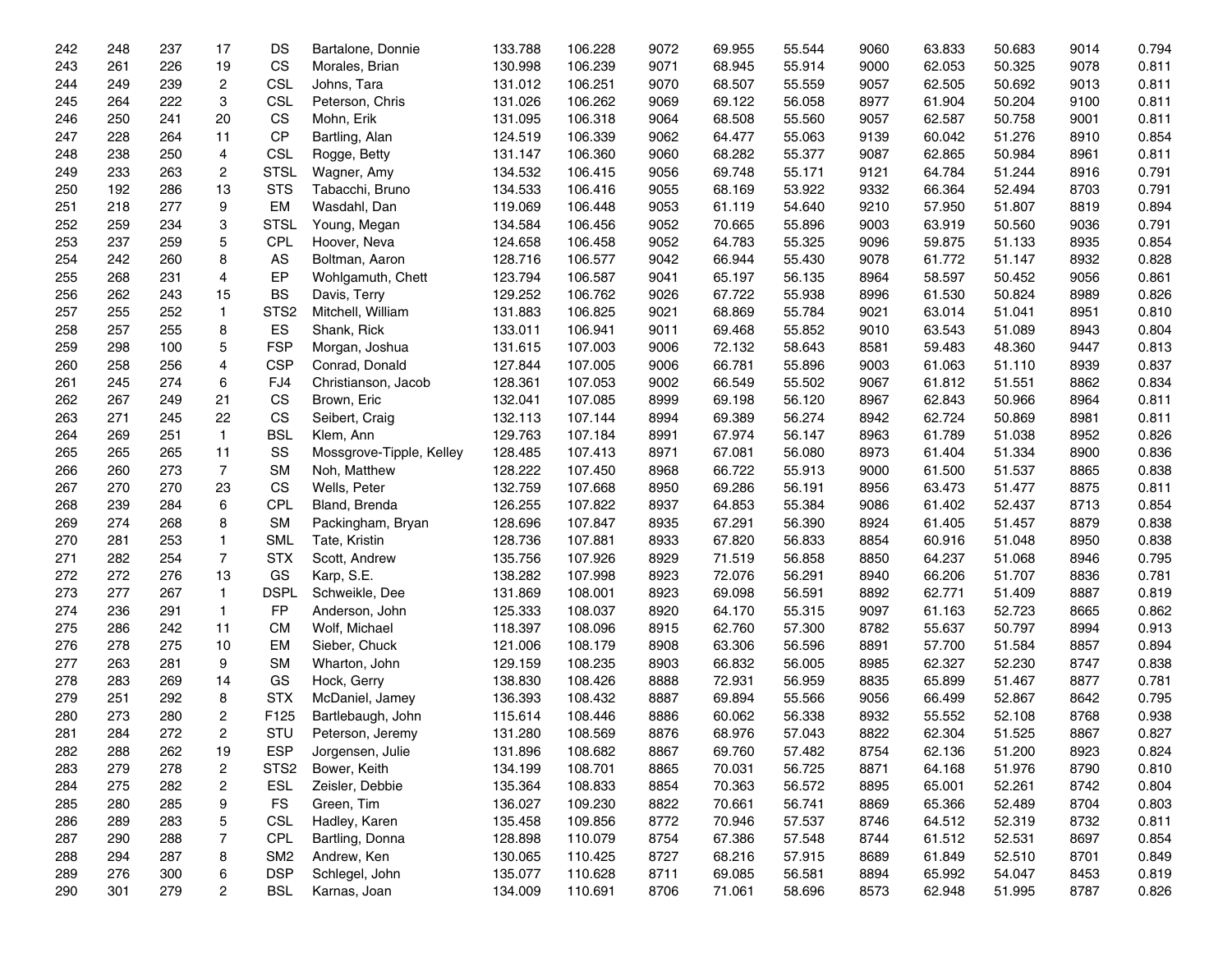| | | | | | | | | | | | | | | | |
|---|---|---|---|---|---|---|---|---|---|---|---|---|---|---|---|
| 242 | 248 | 237 | 17 | DS | Bartalone, Donnie | 133.788 | 106.228 | 9072 | 69.955 | 55.544 | 9060 | 63.833 | 50.683 | 9014 | 0.794 |
| 243 | 261 | 226 | 19 | CS | Morales, Brian | 130.998 | 106.239 | 9071 | 68.945 | 55.914 | 9000 | 62.053 | 50.325 | 9078 | 0.811 |
| 244 | 249 | 239 | 2 | CSL | Johns, Tara | 131.012 | 106.251 | 9070 | 68.507 | 55.559 | 9057 | 62.505 | 50.692 | 9013 | 0.811 |
| 245 | 264 | 222 | 3 | CSL | Peterson, Chris | 131.026 | 106.262 | 9069 | 69.122 | 56.058 | 8977 | 61.904 | 50.204 | 9100 | 0.811 |
| 246 | 250 | 241 | 20 | CS | Mohn, Erik | 131.095 | 106.318 | 9064 | 68.508 | 55.560 | 9057 | 62.587 | 50.758 | 9001 | 0.811 |
| 247 | 228 | 264 | 11 | CP | Bartling, Alan | 124.519 | 106.339 | 9062 | 64.477 | 55.063 | 9139 | 60.042 | 51.276 | 8910 | 0.854 |
| 248 | 238 | 250 | 4 | CSL | Rogge, Betty | 131.147 | 106.360 | 9060 | 68.282 | 55.377 | 9087 | 62.865 | 50.984 | 8961 | 0.811 |
| 249 | 233 | 263 | 2 | STSL | Wagner, Amy | 134.532 | 106.415 | 9056 | 69.748 | 55.171 | 9121 | 64.784 | 51.244 | 8916 | 0.791 |
| 250 | 192 | 286 | 13 | STS | Tabacchi, Bruno | 134.533 | 106.416 | 9055 | 68.169 | 53.922 | 9332 | 66.364 | 52.494 | 8703 | 0.791 |
| 251 | 218 | 277 | 9 | EM | Wasdahl, Dan | 119.069 | 106.448 | 9053 | 61.119 | 54.640 | 9210 | 57.950 | 51.807 | 8819 | 0.894 |
| 252 | 259 | 234 | 3 | STSL | Young, Megan | 134.584 | 106.456 | 9052 | 70.665 | 55.896 | 9003 | 63.919 | 50.560 | 9036 | 0.791 |
| 253 | 237 | 259 | 5 | CPL | Hoover, Neva | 124.658 | 106.458 | 9052 | 64.783 | 55.325 | 9096 | 59.875 | 51.133 | 8935 | 0.854 |
| 254 | 242 | 260 | 8 | AS | Boltman, Aaron | 128.716 | 106.577 | 9042 | 66.944 | 55.430 | 9078 | 61.772 | 51.147 | 8932 | 0.828 |
| 255 | 268 | 231 | 4 | EP | Wohlgamuth, Chett | 123.794 | 106.587 | 9041 | 65.197 | 56.135 | 8964 | 58.597 | 50.452 | 9056 | 0.861 |
| 256 | 262 | 243 | 15 | BS | Davis, Terry | 129.252 | 106.762 | 9026 | 67.722 | 55.938 | 8996 | 61.530 | 50.824 | 8989 | 0.826 |
| 257 | 255 | 252 | 1 | STS2 | Mitchell, William | 131.883 | 106.825 | 9021 | 68.869 | 55.784 | 9021 | 63.014 | 51.041 | 8951 | 0.810 |
| 258 | 257 | 255 | 8 | ES | Shank, Rick | 133.011 | 106.941 | 9011 | 69.468 | 55.852 | 9010 | 63.543 | 51.089 | 8943 | 0.804 |
| 259 | 298 | 100 | 5 | FSP | Morgan, Joshua | 131.615 | 107.003 | 9006 | 72.132 | 58.643 | 8581 | 59.483 | 48.360 | 9447 | 0.813 |
| 260 | 258 | 256 | 4 | CSP | Conrad, Donald | 127.844 | 107.005 | 9006 | 66.781 | 55.896 | 9003 | 61.063 | 51.110 | 8939 | 0.837 |
| 261 | 245 | 274 | 6 | FJ4 | Christianson, Jacob | 128.361 | 107.053 | 9002 | 66.549 | 55.502 | 9067 | 61.812 | 51.551 | 8862 | 0.834 |
| 262 | 267 | 249 | 21 | CS | Brown, Eric | 132.041 | 107.085 | 8999 | 69.198 | 56.120 | 8967 | 62.843 | 50.966 | 8964 | 0.811 |
| 263 | 271 | 245 | 22 | CS | Seibert, Craig | 132.113 | 107.144 | 8994 | 69.389 | 56.274 | 8942 | 62.724 | 50.869 | 8981 | 0.811 |
| 264 | 269 | 251 | 1 | BSL | Klem, Ann | 129.763 | 107.184 | 8991 | 67.974 | 56.147 | 8963 | 61.789 | 51.038 | 8952 | 0.826 |
| 265 | 265 | 265 | 11 | SS | Mossgrove-Tipple, Kelley | 128.485 | 107.413 | 8971 | 67.081 | 56.080 | 8973 | 61.404 | 51.334 | 8900 | 0.836 |
| 266 | 260 | 273 | 7 | SM | Noh, Matthew | 128.222 | 107.450 | 8968 | 66.722 | 55.913 | 9000 | 61.500 | 51.537 | 8865 | 0.838 |
| 267 | 270 | 270 | 23 | CS | Wells, Peter | 132.759 | 107.668 | 8950 | 69.286 | 56.191 | 8956 | 63.473 | 51.477 | 8875 | 0.811 |
| 268 | 239 | 284 | 6 | CPL | Bland, Brenda | 126.255 | 107.822 | 8937 | 64.853 | 55.384 | 9086 | 61.402 | 52.437 | 8713 | 0.854 |
| 269 | 274 | 268 | 8 | SM | Packingham, Bryan | 128.696 | 107.847 | 8935 | 67.291 | 56.390 | 8924 | 61.405 | 51.457 | 8879 | 0.838 |
| 270 | 281 | 253 | 1 | SML | Tate, Kristin | 128.736 | 107.881 | 8933 | 67.820 | 56.833 | 8854 | 60.916 | 51.048 | 8950 | 0.838 |
| 271 | 282 | 254 | 7 | STX | Scott, Andrew | 135.756 | 107.926 | 8929 | 71.519 | 56.858 | 8850 | 64.237 | 51.068 | 8946 | 0.795 |
| 272 | 272 | 276 | 13 | GS | Karp, S.E. | 138.282 | 107.998 | 8923 | 72.076 | 56.291 | 8940 | 66.206 | 51.707 | 8836 | 0.781 |
| 273 | 277 | 267 | 1 | DSPL | Schweikle, Dee | 131.869 | 108.001 | 8923 | 69.098 | 56.591 | 8892 | 62.771 | 51.409 | 8887 | 0.819 |
| 274 | 236 | 291 | 1 | FP | Anderson, John | 125.333 | 108.037 | 8920 | 64.170 | 55.315 | 9097 | 61.163 | 52.723 | 8665 | 0.862 |
| 275 | 286 | 242 | 11 | CM | Wolf, Michael | 118.397 | 108.096 | 8915 | 62.760 | 57.300 | 8782 | 55.637 | 50.797 | 8994 | 0.913 |
| 276 | 278 | 275 | 10 | EM | Sieber, Chuck | 121.006 | 108.179 | 8908 | 63.306 | 56.596 | 8891 | 57.700 | 51.584 | 8857 | 0.894 |
| 277 | 263 | 281 | 9 | SM | Wharton, John | 129.159 | 108.235 | 8903 | 66.832 | 56.005 | 8985 | 62.327 | 52.230 | 8747 | 0.838 |
| 278 | 283 | 269 | 14 | GS | Hock, Gerry | 138.830 | 108.426 | 8888 | 72.931 | 56.959 | 8835 | 65.899 | 51.467 | 8877 | 0.781 |
| 279 | 251 | 292 | 8 | STX | McDaniel, Jamey | 136.393 | 108.432 | 8887 | 69.894 | 55.566 | 9056 | 66.499 | 52.867 | 8642 | 0.795 |
| 280 | 273 | 280 | 2 | F125 | Bartlebaugh, John | 115.614 | 108.446 | 8886 | 60.062 | 56.338 | 8932 | 55.552 | 52.108 | 8768 | 0.938 |
| 281 | 284 | 272 | 2 | STU | Peterson, Jeremy | 131.280 | 108.569 | 8876 | 68.976 | 57.043 | 8822 | 62.304 | 51.525 | 8867 | 0.827 |
| 282 | 288 | 262 | 19 | ESP | Jorgensen, Julie | 131.896 | 108.682 | 8867 | 69.760 | 57.482 | 8754 | 62.136 | 51.200 | 8923 | 0.824 |
| 283 | 279 | 278 | 2 | STS2 | Bower, Keith | 134.199 | 108.701 | 8865 | 70.031 | 56.725 | 8871 | 64.168 | 51.976 | 8790 | 0.810 |
| 284 | 275 | 282 | 2 | ESL | Zeisler, Debbie | 135.364 | 108.833 | 8854 | 70.363 | 56.572 | 8895 | 65.001 | 52.261 | 8742 | 0.804 |
| 285 | 280 | 285 | 9 | FS | Green, Tim | 136.027 | 109.230 | 8822 | 70.661 | 56.741 | 8869 | 65.366 | 52.489 | 8704 | 0.803 |
| 286 | 289 | 283 | 5 | CSL | Hadley, Karen | 135.458 | 109.856 | 8772 | 70.946 | 57.537 | 8746 | 64.512 | 52.319 | 8732 | 0.811 |
| 287 | 290 | 288 | 7 | CPL | Bartling, Donna | 128.898 | 110.079 | 8754 | 67.386 | 57.548 | 8744 | 61.512 | 52.531 | 8697 | 0.854 |
| 288 | 294 | 287 | 8 | SM2 | Andrew, Ken | 130.065 | 110.425 | 8727 | 68.216 | 57.915 | 8689 | 61.849 | 52.510 | 8701 | 0.849 |
| 289 | 276 | 300 | 6 | DSP | Schlegel, John | 135.077 | 110.628 | 8711 | 69.085 | 56.581 | 8894 | 65.992 | 54.047 | 8453 | 0.819 |
| 290 | 301 | 279 | 2 | BSL | Karnas, Joan | 134.009 | 110.691 | 8706 | 71.061 | 58.696 | 8573 | 62.948 | 51.995 | 8787 | 0.826 |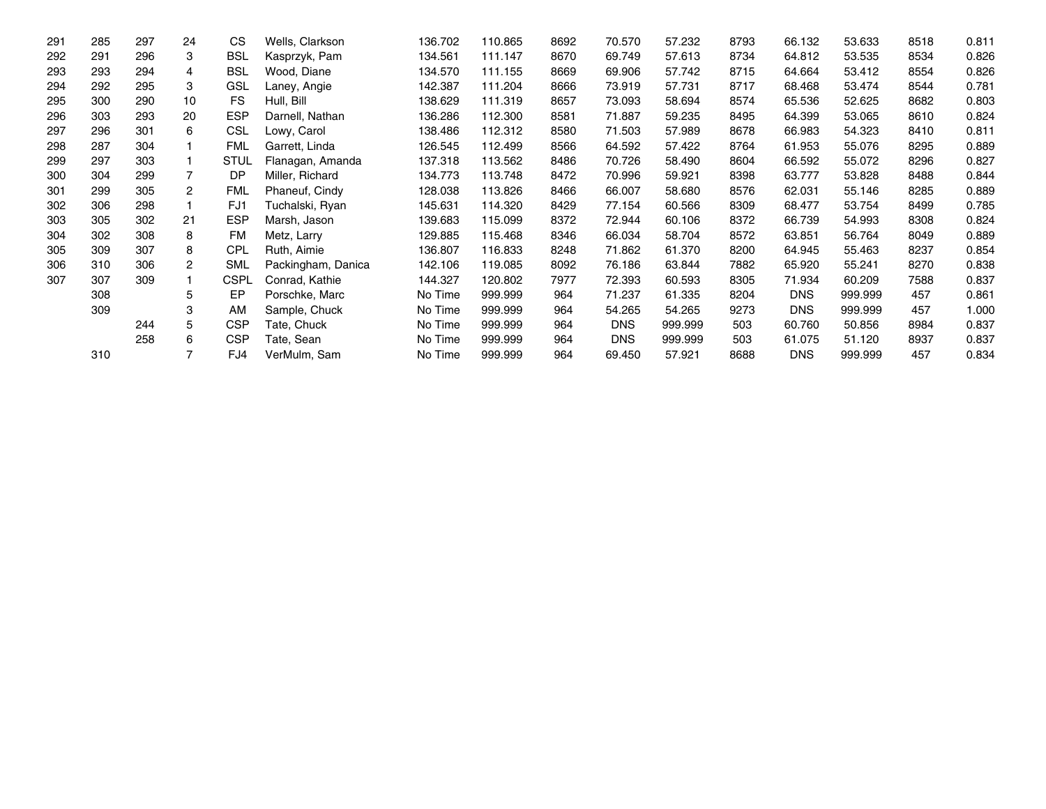| | | | | | | | | | | | | | | | |
|---|---|---|---|---|---|---|---|---|---|---|---|---|---|---|---|
| 291 | 285 | 297 | 24 | CS | Wells, Clarkson | 136.702 | 110.865 | 8692 | 70.570 | 57.232 | 8793 | 66.132 | 53.633 | 8518 | 0.811 |
| 292 | 291 | 296 | 3 | BSL | Kasprzyk, Pam | 134.561 | 111.147 | 8670 | 69.749 | 57.613 | 8734 | 64.812 | 53.535 | 8534 | 0.826 |
| 293 | 293 | 294 | 4 | BSL | Wood, Diane | 134.570 | 111.155 | 8669 | 69.906 | 57.742 | 8715 | 64.664 | 53.412 | 8554 | 0.826 |
| 294 | 292 | 295 | 3 | GSL | Laney, Angie | 142.387 | 111.204 | 8666 | 73.919 | 57.731 | 8717 | 68.468 | 53.474 | 8544 | 0.781 |
| 295 | 300 | 290 | 10 | FS | Hull, Bill | 138.629 | 111.319 | 8657 | 73.093 | 58.694 | 8574 | 65.536 | 52.625 | 8682 | 0.803 |
| 296 | 303 | 293 | 20 | ESP | Darnell, Nathan | 136.286 | 112.300 | 8581 | 71.887 | 59.235 | 8495 | 64.399 | 53.065 | 8610 | 0.824 |
| 297 | 296 | 301 | 6 | CSL | Lowy, Carol | 138.486 | 112.312 | 8580 | 71.503 | 57.989 | 8678 | 66.983 | 54.323 | 8410 | 0.811 |
| 298 | 287 | 304 | 1 | FML | Garrett, Linda | 126.545 | 112.499 | 8566 | 64.592 | 57.422 | 8764 | 61.953 | 55.076 | 8295 | 0.889 |
| 299 | 297 | 303 | 1 | STUL | Flanagan, Amanda | 137.318 | 113.562 | 8486 | 70.726 | 58.490 | 8604 | 66.592 | 55.072 | 8296 | 0.827 |
| 300 | 304 | 299 | 7 | DP | Miller, Richard | 134.773 | 113.748 | 8472 | 70.996 | 59.921 | 8398 | 63.777 | 53.828 | 8488 | 0.844 |
| 301 | 299 | 305 | 2 | FML | Phaneuf, Cindy | 128.038 | 113.826 | 8466 | 66.007 | 58.680 | 8576 | 62.031 | 55.146 | 8285 | 0.889 |
| 302 | 306 | 298 | 1 | FJ1 | Tuchalski, Ryan | 145.631 | 114.320 | 8429 | 77.154 | 60.566 | 8309 | 68.477 | 53.754 | 8499 | 0.785 |
| 303 | 305 | 302 | 21 | ESP | Marsh, Jason | 139.683 | 115.099 | 8372 | 72.944 | 60.106 | 8372 | 66.739 | 54.993 | 8308 | 0.824 |
| 304 | 302 | 308 | 8 | FM | Metz, Larry | 129.885 | 115.468 | 8346 | 66.034 | 58.704 | 8572 | 63.851 | 56.764 | 8049 | 0.889 |
| 305 | 309 | 307 | 8 | CPL | Ruth, Aimie | 136.807 | 116.833 | 8248 | 71.862 | 61.370 | 8200 | 64.945 | 55.463 | 8237 | 0.854 |
| 306 | 310 | 306 | 2 | SML | Packingham, Danica | 142.106 | 119.085 | 8092 | 76.186 | 63.844 | 7882 | 65.920 | 55.241 | 8270 | 0.838 |
| 307 | 307 | 309 | 1 | CSPL | Conrad, Kathie | 144.327 | 120.802 | 7977 | 72.393 | 60.593 | 8305 | 71.934 | 60.209 | 7588 | 0.837 |
| | 308 | | 5 | EP | Porschke, Marc | No Time | 999.999 | 964 | 71.237 | 61.335 | 8204 | DNS | 999.999 | 457 | 0.861 |
| | 309 | | 3 | AM | Sample, Chuck | No Time | 999.999 | 964 | 54.265 | 54.265 | 9273 | DNS | 999.999 | 457 | 1.000 |
| | | 244 | 5 | CSP | Tate, Chuck | No Time | 999.999 | 964 | DNS | 999.999 | 503 | 60.760 | 50.856 | 8984 | 0.837 |
| | | 258 | 6 | CSP | Tate, Sean | No Time | 999.999 | 964 | DNS | 999.999 | 503 | 61.075 | 51.120 | 8937 | 0.837 |
| | 310 | | 7 | FJ4 | VerMulm, Sam | No Time | 999.999 | 964 | 69.450 | 57.921 | 8688 | DNS | 999.999 | 457 | 0.834 |